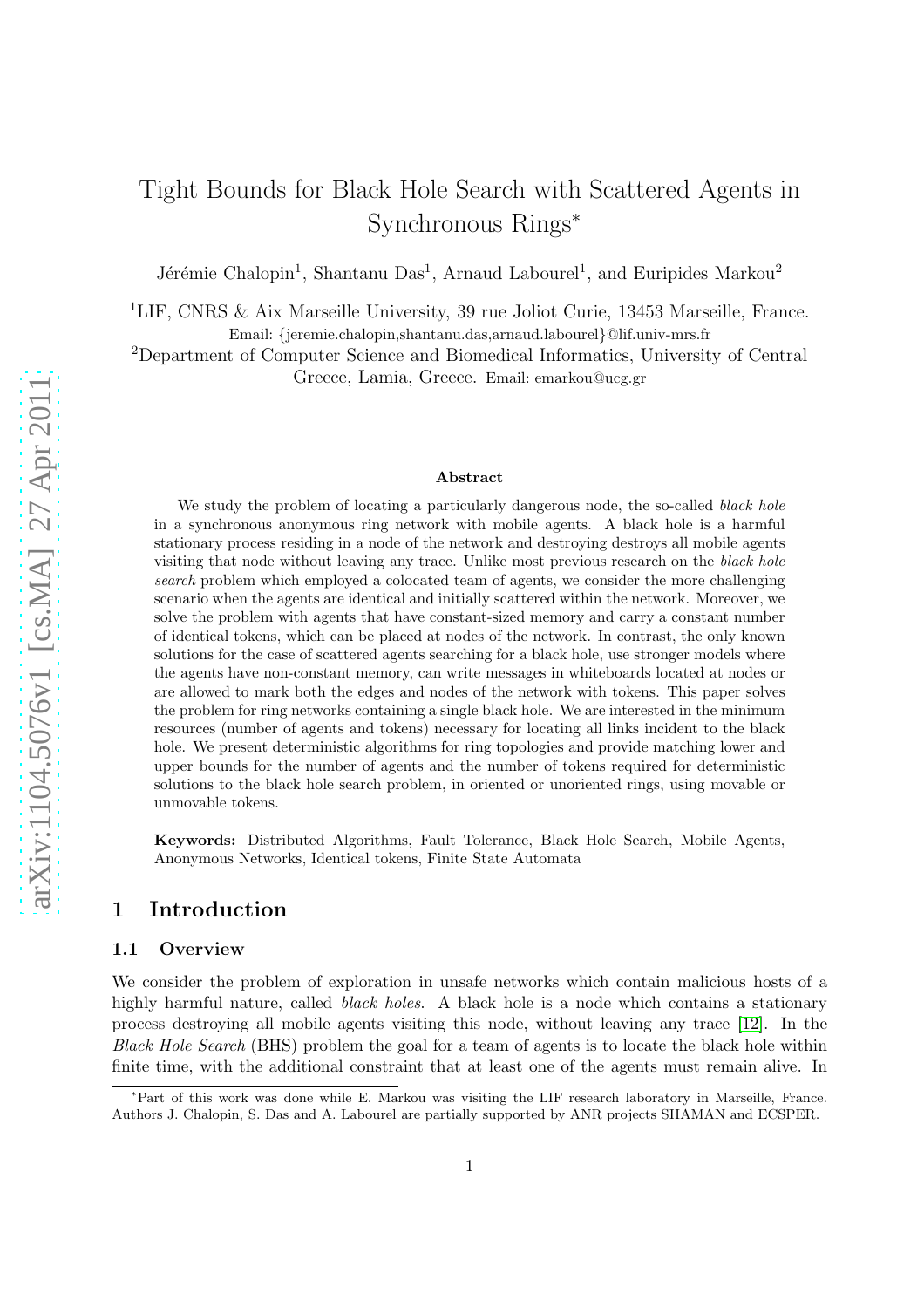# Tight Bounds for Black Hole Search with Scattered Agents in Synchronous Rings*

Jérémie Chalopin[1], Shantanu Das[1], Arnaud Labourel[1], and Euripides Markou[2]

[1]LIF, CNRS & Aix Marseille University, 39 rue Joliot Curie, 13453 Marseille, France.
Email: {jeremie.chalopin,shantanu.das,arnaud.labourel}@lif.univ-mrs.fr

[2]Department of Computer Science and Biomedical Informatics, University of Central Greece, Lamia, Greece. Email: emarkou@ucg.gr

### Abstract

We study the problem of locating a particularly dangerous node, the so-called *black hole* in a synchronous anonymous ring network with mobile agents. A black hole is a harmful stationary process residing in a node of the network and destroying destroys all mobile agents visiting that node without leaving any trace. Unlike most previous research on the *black hole search* problem which employed a colocated team of agents, we consider the more challenging scenario when the agents are identical and initially scattered within the network. Moreover, we solve the problem with agents that have constant-sized memory and carry a constant number of identical tokens, which can be placed at nodes of the network. In contrast, the only known solutions for the case of scattered agents searching for a black hole, use stronger models where the agents have non-constant memory, can write messages in whiteboards located at nodes or are allowed to mark both the edges and nodes of the network with tokens. This paper solves the problem for ring networks containing a single black hole. We are interested in the minimum resources (number of agents and tokens) necessary for locating all links incident to the black hole. We present deterministic algorithms for ring topologies and provide matching lower and upper bounds for the number of agents and the number of tokens required for deterministic solutions to the black hole search problem, in oriented or unoriented rings, using movable or unmovable tokens.

**Keywords:** Distributed Algorithms, Fault Tolerance, Black Hole Search, Mobile Agents, Anonymous Networks, Identical tokens, Finite State Automata

## 1 Introduction

### 1.1 Overview

We consider the problem of exploration in unsafe networks which contain malicious hosts of a highly harmful nature, called *black holes*. A black hole is a node which contains a stationary process destroying all mobile agents visiting this node, without leaving any trace [12]. In the *Black Hole Search* (BHS) problem the goal for a team of agents is to locate the black hole within finite time, with the additional constraint that at least one of the agents must remain alive. In

*Part of this work was done while E. Markou was visiting the LIF research laboratory in Marseille, France. Authors J. Chalopin, S. Das and A. Labourel are partially supported by ANR projects SHAMAN and ECSPER.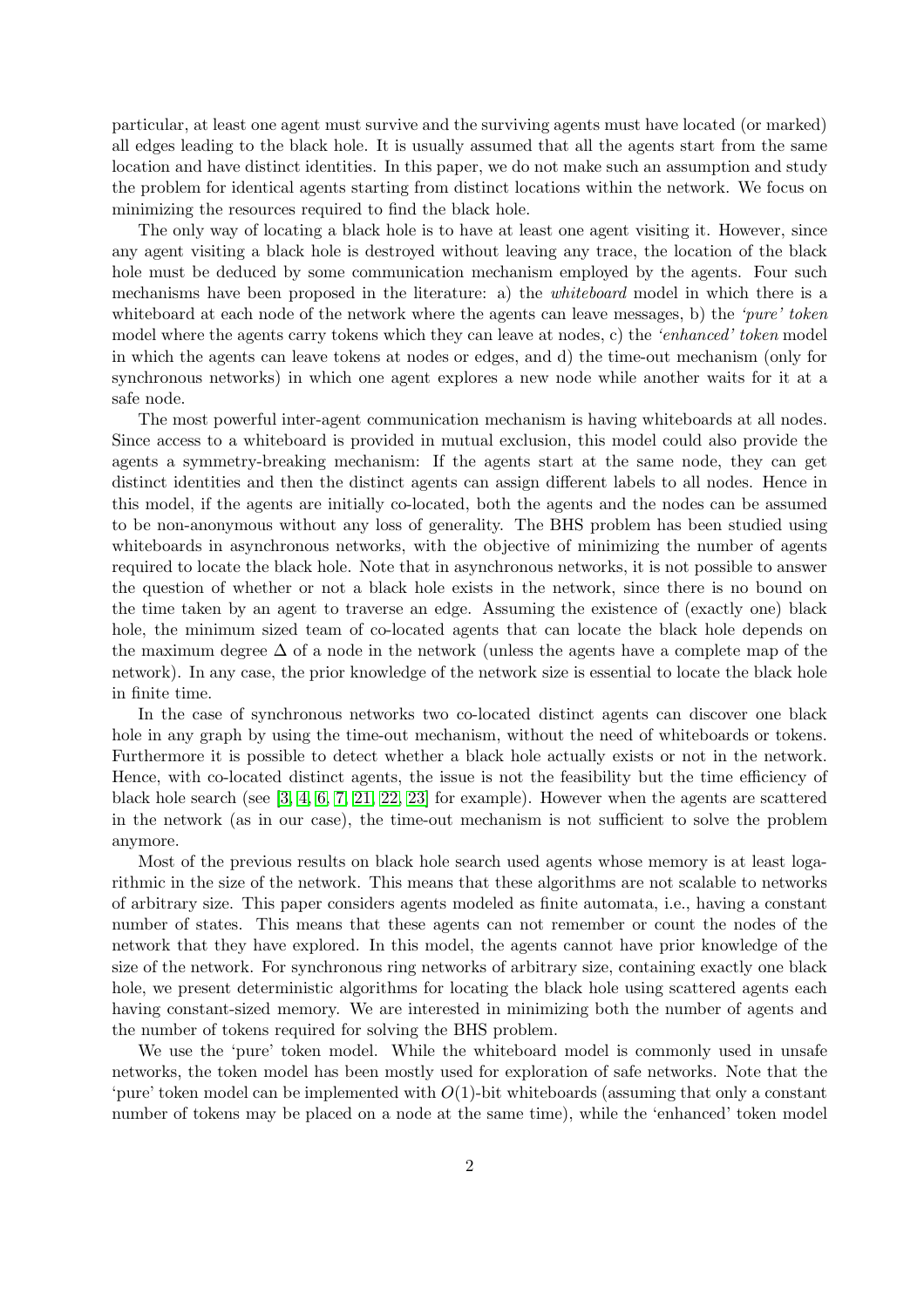particular, at least one agent must survive and the surviving agents must have located (or marked) all edges leading to the black hole. It is usually assumed that all the agents start from the same location and have distinct identities. In this paper, we do not make such an assumption and study the problem for identical agents starting from distinct locations within the network. We focus on minimizing the resources required to find the black hole.

The only way of locating a black hole is to have at least one agent visiting it. However, since any agent visiting a black hole is destroyed without leaving any trace, the location of the black hole must be deduced by some communication mechanism employed by the agents. Four such mechanisms have been proposed in the literature: a) the *whiteboard* model in which there is a whiteboard at each node of the network where the agents can leave messages, b) the *'pure' token* model where the agents carry tokens which they can leave at nodes, c) the *'enhanced' token* model in which the agents can leave tokens at nodes or edges, and d) the time-out mechanism (only for synchronous networks) in which one agent explores a new node while another waits for it at a safe node.

The most powerful inter-agent communication mechanism is having whiteboards at all nodes. Since access to a whiteboard is provided in mutual exclusion, this model could also provide the agents a symmetry-breaking mechanism: If the agents start at the same node, they can get distinct identities and then the distinct agents can assign different labels to all nodes. Hence in this model, if the agents are initially co-located, both the agents and the nodes can be assumed to be non-anonymous without any loss of generality. The BHS problem has been studied using whiteboards in asynchronous networks, with the objective of minimizing the number of agents required to locate the black hole. Note that in asynchronous networks, it is not possible to answer the question of whether or not a black hole exists in the network, since there is no bound on the time taken by an agent to traverse an edge. Assuming the existence of (exactly one) black hole, the minimum sized team of co-located agents that can locate the black hole depends on the maximum degree $\Delta$ of a node in the network (unless the agents have a complete map of the network). In any case, the prior knowledge of the network size is essential to locate the black hole in finite time.

In the case of synchronous networks two co-located distinct agents can discover one black hole in any graph by using the time-out mechanism, without the need of whiteboards or tokens. Furthermore it is possible to detect whether a black hole actually exists or not in the network. Hence, with co-located distinct agents, the issue is not the feasibility but the time efficiency of black hole search (see [3, 4, 6, 7, 21, 22, 23] for example). However when the agents are scattered in the network (as in our case), the time-out mechanism is not sufficient to solve the problem anymore.

Most of the previous results on black hole search used agents whose memory is at least logarithmic in the size of the network. This means that these algorithms are not scalable to networks of arbitrary size. This paper considers agents modeled as finite automata, i.e., having a constant number of states. This means that these agents can not remember or count the nodes of the network that they have explored. In this model, the agents cannot have prior knowledge of the size of the network. For synchronous ring networks of arbitrary size, containing exactly one black hole, we present deterministic algorithms for locating the black hole using scattered agents each having constant-sized memory. We are interested in minimizing both the number of agents and the number of tokens required for solving the BHS problem.

We use the 'pure' token model. While the whiteboard model is commonly used in unsafe networks, the token model has been mostly used for exploration of safe networks. Note that the 'pure' token model can be implemented with $O(1)$-bit whiteboards (assuming that only a constant number of tokens may be placed on a node at the same time), while the 'enhanced' token model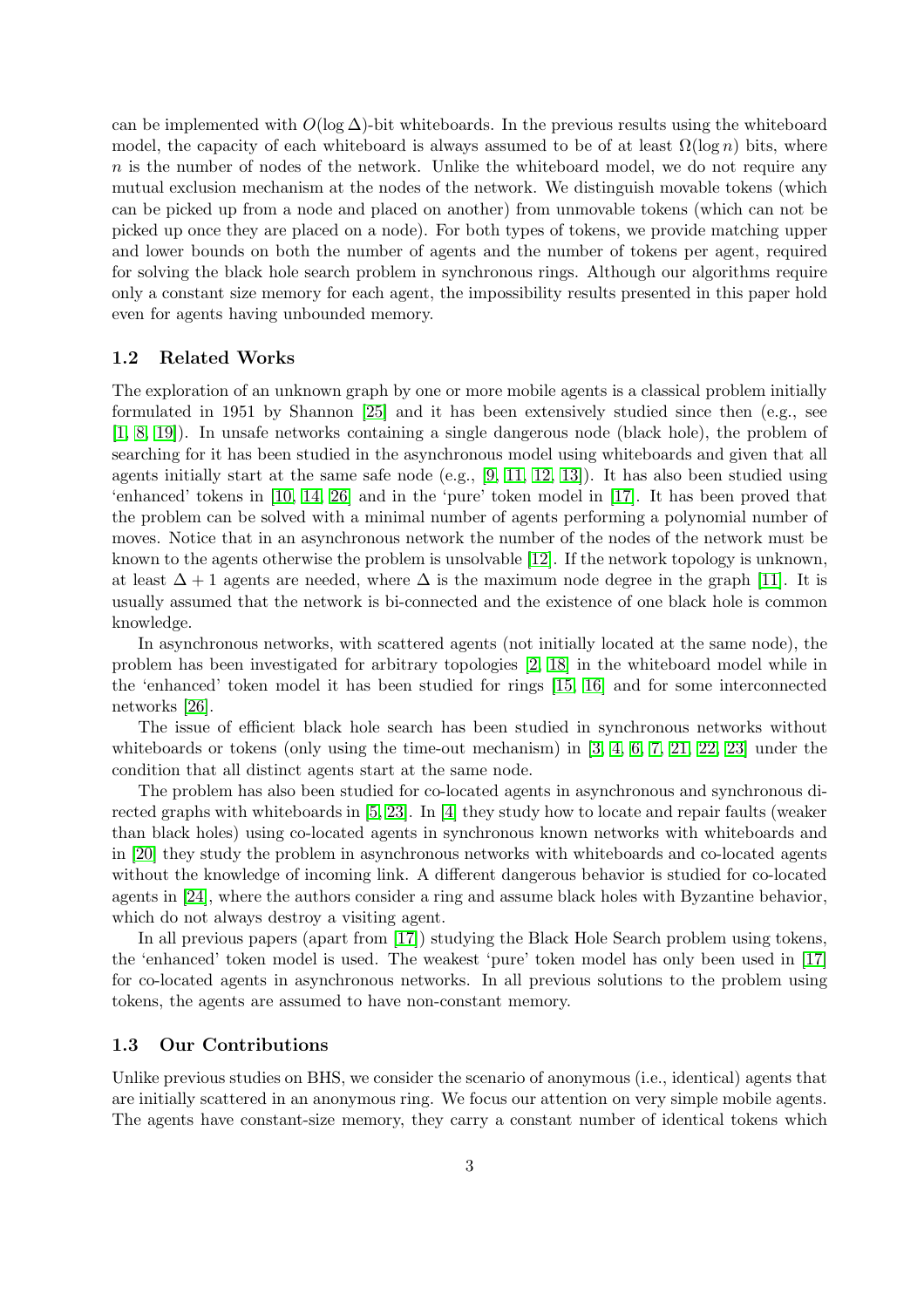can be implemented with $O(\log \Delta)$-bit whiteboards. In the previous results using the whiteboard model, the capacity of each whiteboard is always assumed to be of at least $\Omega(\log n)$ bits, where $n$ is the number of nodes of the network. Unlike the whiteboard model, we do not require any mutual exclusion mechanism at the nodes of the network. We distinguish movable tokens (which can be picked up from a node and placed on another) from unmovable tokens (which can not be picked up once they are placed on a node). For both types of tokens, we provide matching upper and lower bounds on both the number of agents and the number of tokens per agent, required for solving the black hole search problem in synchronous rings. Although our algorithms require only a constant size memory for each agent, the impossibility results presented in this paper hold even for agents having unbounded memory.

### 1.2 Related Works

The exploration of an unknown graph by one or more mobile agents is a classical problem initially formulated in 1951 by Shannon [25] and it has been extensively studied since then (e.g., see [1, 8, 19]). In unsafe networks containing a single dangerous node (black hole), the problem of searching for it has been studied in the asynchronous model using whiteboards and given that all agents initially start at the same safe node (e.g., [9, 11, 12, 13]). It has also been studied using 'enhanced' tokens in [10, 14, 26] and in the 'pure' token model in [17]. It has been proved that the problem can be solved with a minimal number of agents performing a polynomial number of moves. Notice that in an asynchronous network the number of the nodes of the network must be known to the agents otherwise the problem is unsolvable [12]. If the network topology is unknown, at least $\Delta + 1$ agents are needed, where $\Delta$ is the maximum node degree in the graph [11]. It is usually assumed that the network is bi-connected and the existence of one black hole is common knowledge.

In asynchronous networks, with scattered agents (not initially located at the same node), the problem has been investigated for arbitrary topologies [2, 18] in the whiteboard model while in the 'enhanced' token model it has been studied for rings [15, 16] and for some interconnected networks [26].

The issue of efficient black hole search has been studied in synchronous networks without whiteboards or tokens (only using the time-out mechanism) in [3, 4, 6, 7, 21, 22, 23] under the condition that all distinct agents start at the same node.

The problem has also been studied for co-located agents in asynchronous and synchronous directed graphs with whiteboards in [5, 23]. In [4] they study how to locate and repair faults (weaker than black holes) using co-located agents in synchronous known networks with whiteboards and in [20] they study the problem in asynchronous networks with whiteboards and co-located agents without the knowledge of incoming link. A different dangerous behavior is studied for co-located agents in [24], where the authors consider a ring and assume black holes with Byzantine behavior, which do not always destroy a visiting agent.

In all previous papers (apart from [17]) studying the Black Hole Search problem using tokens, the 'enhanced' token model is used. The weakest 'pure' token model has only been used in [17] for co-located agents in asynchronous networks. In all previous solutions to the problem using tokens, the agents are assumed to have non-constant memory.

### 1.3 Our Contributions

Unlike previous studies on BHS, we consider the scenario of anonymous (i.e., identical) agents that are initially scattered in an anonymous ring. We focus our attention on very simple mobile agents. The agents have constant-size memory, they carry a constant number of identical tokens which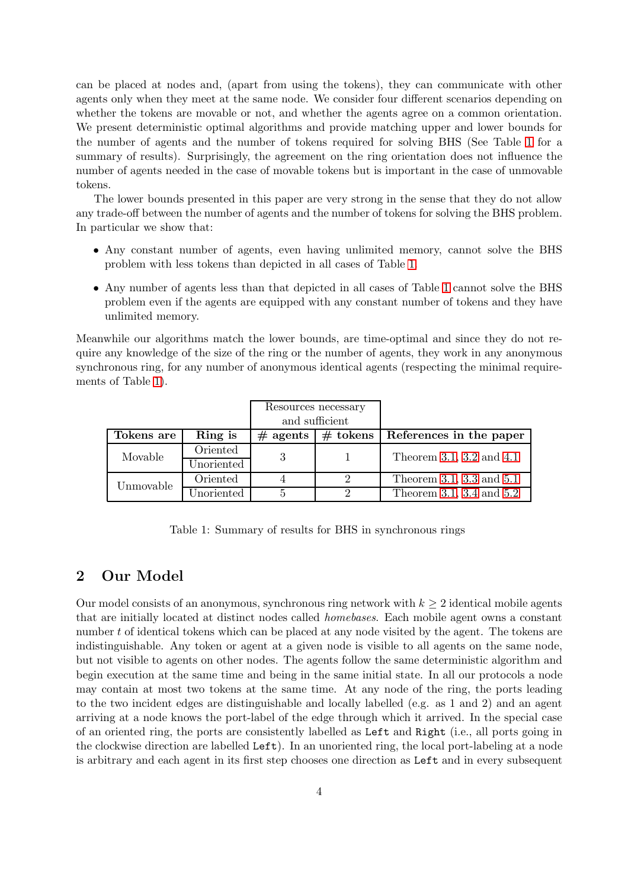can be placed at nodes and, (apart from using the tokens), they can communicate with other agents only when they meet at the same node. We consider four different scenarios depending on whether the tokens are movable or not, and whether the agents agree on a common orientation. We present deterministic optimal algorithms and provide matching upper and lower bounds for the number of agents and the number of tokens required for solving BHS (See Table 1 for a summary of results). Surprisingly, the agreement on the ring orientation does not influence the number of agents needed in the case of movable tokens but is important in the case of unmovable tokens.

The lower bounds presented in this paper are very strong in the sense that they do not allow any trade-off between the number of agents and the number of tokens for solving the BHS problem. In particular we show that:

- Any constant number of agents, even having unlimited memory, cannot solve the BHS problem with less tokens than depicted in all cases of Table 1.
- Any number of agents less than that depicted in all cases of Table 1 cannot solve the BHS problem even if the agents are equipped with any constant number of tokens and they have unlimited memory.

Meanwhile our algorithms match the lower bounds, are time-optimal and since they do not require any knowledge of the size of the ring or the number of agents, they work in any anonymous synchronous ring, for any number of anonymous identical agents (respecting the minimal requirements of Table 1).

| | | Resources necessary and sufficient | | |
|---|---|---|---|---|
| **Tokens are** | **Ring is** | **# agents** | **# tokens** | **References in the paper** |
| Movable | Oriented | 3 | 1 | Theorem 3.1, 3.2 and 4.1 |
| | Unoriented | | | |
| Unmovable | Oriented | 4 | 2 | Theorem 3.1, 3.3 and 5.1 |
| | Unoriented | 5 | 2 | Theorem 3.1, 3.4 and 5.2 |

Table 1: Summary of results for BHS in synchronous rings

## 2 Our Model

Our model consists of an anonymous, synchronous ring network with $k \geq 2$ identical mobile agents that are initially located at distinct nodes called *homebases*. Each mobile agent owns a constant number $t$ of identical tokens which can be placed at any node visited by the agent. The tokens are indistinguishable. Any token or agent at a given node is visible to all agents on the same node, but not visible to agents on other nodes. The agents follow the same deterministic algorithm and begin execution at the same time and being in the same initial state. In all our protocols a node may contain at most two tokens at the same time. At any node of the ring, the ports leading to the two incident edges are distinguishable and locally labelled (e.g. as 1 and 2) and an agent arriving at a node knows the port-label of the edge through which it arrived. In the special case of an oriented ring, the ports are consistently labelled as `Left` and `Right` (i.e., all ports going in the clockwise direction are labelled `Left`). In an unoriented ring, the local port-labeling at a node is arbitrary and each agent in its first step chooses one direction as `Left` and in every subsequent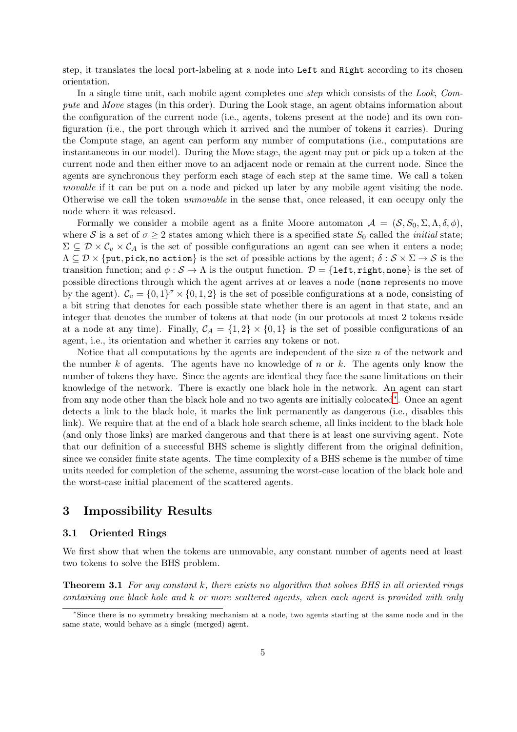step, it translates the local port-labeling at a node into `Left` and `Right` according to its chosen orientation.

In a single time unit, each mobile agent completes one *step* which consists of the *Look*, *Compute* and *Move* stages (in this order). During the Look stage, an agent obtains information about the configuration of the current node (i.e., agents, tokens present at the node) and its own configuration (i.e., the port through which it arrived and the number of tokens it carries). During the Compute stage, an agent can perform any number of computations (i.e., computations are instantaneous in our model). During the Move stage, the agent may put or pick up a token at the current node and then either move to an adjacent node or remain at the current node. Since the agents are synchronous they perform each stage of each step at the same time. We call a token *movable* if it can be put on a node and picked up later by any mobile agent visiting the node. Otherwise we call the token *unmovable* in the sense that, once released, it can occupy only the node where it was released.

Formally we consider a mobile agent as a finite Moore automaton $\mathcal{A} = (\mathcal{S}, S_0, \Sigma, \Lambda, \delta, \phi)$, where $\mathcal{S}$ is a set of $\sigma \geq 2$ states among which there is a specified state $S_0$ called the *initial* state; $\Sigma \subseteq \mathcal{D} \times \mathcal{C}_v \times \mathcal{C}_A$ is the set of possible configurations an agent can see when it enters a node; $\Lambda \subseteq \mathcal{D} \times \{\texttt{put}, \texttt{pick}, \texttt{no action}\}$ is the set of possible actions by the agent; $\delta : \mathcal{S} \times \Sigma \to \mathcal{S}$ is the transition function; and $\phi : \mathcal{S} \to \Lambda$ is the output function. $\mathcal{D} = \{\texttt{left}, \texttt{right}, \texttt{none}\}$ is the set of possible directions through which the agent arrives at or leaves a node (`none` represents no move by the agent). $\mathcal{C}_v = \{0, 1\}^\sigma \times \{0, 1, 2\}$ is the set of possible configurations at a node, consisting of a bit string that denotes for each possible state whether there is an agent in that state, and an integer that denotes the number of tokens at that node (in our protocols at most 2 tokens reside at a node at any time). Finally, $\mathcal{C}_A = \{1, 2\} \times \{0, 1\}$ is the set of possible configurations of an agent, i.e., its orientation and whether it carries any tokens or not.

Notice that all computations by the agents are independent of the size $n$ of the network and the number $k$ of agents. The agents have no knowledge of $n$ or $k$. The agents only know the number of tokens they have. Since the agents are identical they face the same limitations on their knowledge of the network. There is exactly one black hole in the network. An agent can start from any node other than the black hole and no two agents are initially colocated[*]. Once an agent detects a link to the black hole, it marks the link permanently as dangerous (i.e., disables this link). We require that at the end of a black hole search scheme, all links incident to the black hole (and only those links) are marked dangerous and that there is at least one surviving agent. Note that our definition of a successful BHS scheme is slightly different from the original definition, since we consider finite state agents. The time complexity of a BHS scheme is the number of time units needed for completion of the scheme, assuming the worst-case location of the black hole and the worst-case initial placement of the scattered agents.

## 3 Impossibility Results

### 3.1 Oriented Rings

We first show that when the tokens are unmovable, any constant number of agents need at least two tokens to solve the BHS problem.

**Theorem 3.1** *For any constant k, there exists no algorithm that solves BHS in all oriented rings containing one black hole and k or more scattered agents, when each agent is provided with only*

[*] Since there is no symmetry breaking mechanism at a node, two agents starting at the same node and in the same state, would behave as a single (merged) agent.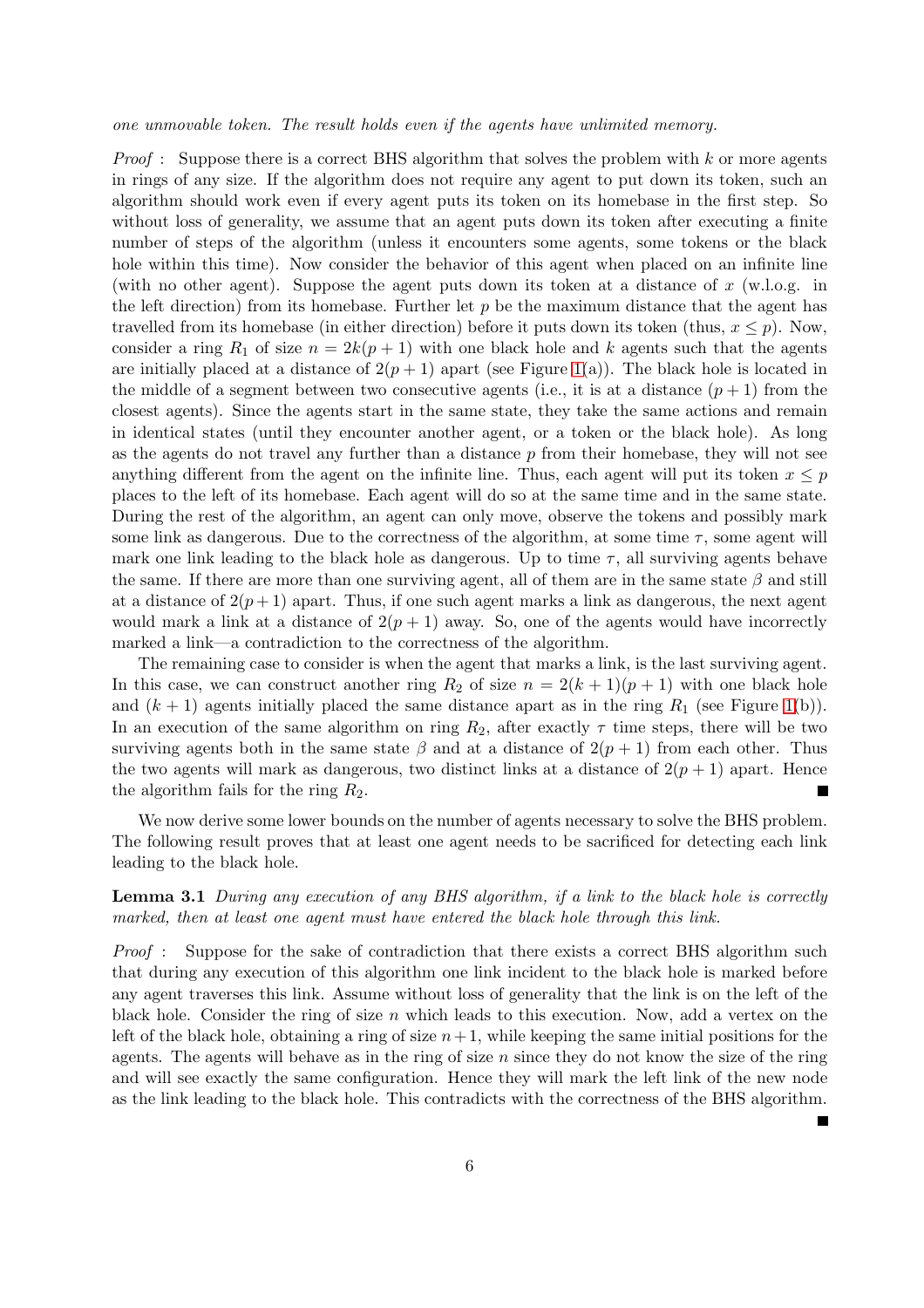*one unmovable token. The result holds even if the agents have unlimited memory.*

*Proof* : Suppose there is a correct BHS algorithm that solves the problem with $k$ or more agents in rings of any size. If the algorithm does not require any agent to put down its token, such an algorithm should work even if every agent puts its token on its homebase in the first step. So without loss of generality, we assume that an agent puts down its token after executing a finite number of steps of the algorithm (unless it encounters some agents, some tokens or the black hole within this time). Now consider the behavior of this agent when placed on an infinite line (with no other agent). Suppose the agent puts down its token at a distance of $x$ (w.l.o.g. in the left direction) from its homebase. Further let $p$ be the maximum distance that the agent has travelled from its homebase (in either direction) before it puts down its token (thus, $x \leq p$). Now, consider a ring $R_1$ of size $n = 2k(p+1)$ with one black hole and $k$ agents such that the agents are initially placed at a distance of $2(p+1)$ apart (see Figure 1(a)). The black hole is located in the middle of a segment between two consecutive agents (i.e., it is at a distance $(p+1)$ from the closest agents). Since the agents start in the same state, they take the same actions and remain in identical states (until they encounter another agent, or a token or the black hole). As long as the agents do not travel any further than a distance $p$ from their homebase, they will not see anything different from the agent on the infinite line. Thus, each agent will put its token $x \leq p$ places to the left of its homebase. Each agent will do so at the same time and in the same state. During the rest of the algorithm, an agent can only move, observe the tokens and possibly mark some link as dangerous. Due to the correctness of the algorithm, at some time $\tau$, some agent will mark one link leading to the black hole as dangerous. Up to time $\tau$, all surviving agents behave the same. If there are more than one surviving agent, all of them are in the same state $\beta$ and still at a distance of $2(p+1)$ apart. Thus, if one such agent marks a link as dangerous, the next agent would mark a link at a distance of $2(p+1)$ away. So, one of the agents would have incorrectly marked a link—a contradiction to the correctness of the algorithm.

The remaining case to consider is when the agent that marks a link, is the last surviving agent. In this case, we can construct another ring $R_2$ of size $n = 2(k+1)(p+1)$ with one black hole and $(k+1)$ agents initially placed the same distance apart as in the ring $R_1$ (see Figure 1(b)). In an execution of the same algorithm on ring $R_2$, after exactly $\tau$ time steps, there will be two surviving agents both in the same state $\beta$ and at a distance of $2(p+1)$ from each other. Thus the two agents will mark as dangerous, two distinct links at a distance of $2(p+1)$ apart. Hence the algorithm fails for the ring $R_2$. ■

We now derive some lower bounds on the number of agents necessary to solve the BHS problem. The following result proves that at least one agent needs to be sacrificed for detecting each link leading to the black hole.

**Lemma 3.1** *During any execution of any BHS algorithm, if a link to the black hole is correctly marked, then at least one agent must have entered the black hole through this link.*

*Proof* : Suppose for the sake of contradiction that there exists a correct BHS algorithm such that during any execution of this algorithm one link incident to the black hole is marked before any agent traverses this link. Assume without loss of generality that the link is on the left of the black hole. Consider the ring of size $n$ which leads to this execution. Now, add a vertex on the left of the black hole, obtaining a ring of size $n+1$, while keeping the same initial positions for the agents. The agents will behave as in the ring of size $n$ since they do not know the size of the ring and will see exactly the same configuration. Hence they will mark the left link of the new node as the link leading to the black hole. This contradicts with the correctness of the BHS algorithm. ■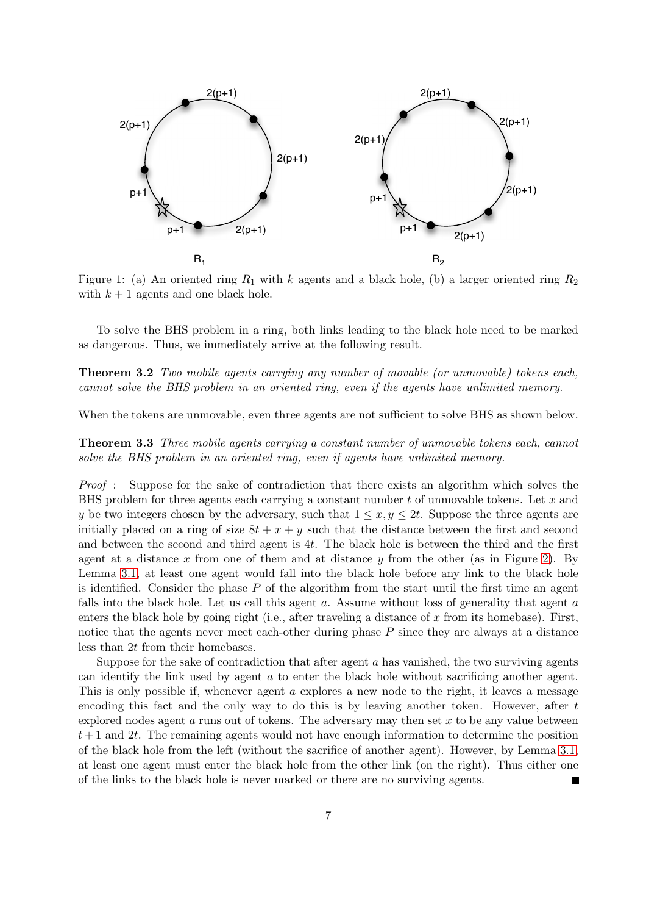Figure 1: (a) An oriented ring $R_1$ with $k$ agents and a black hole, (b) a larger oriented ring $R_2$ with $k+1$ agents and one black hole.

To solve the BHS problem in a ring, both links leading to the black hole need to be marked as dangerous. Thus, we immediately arrive at the following result.

**Theorem 3.2** *Two mobile agents carrying any number of movable (or unmovable) tokens each, cannot solve the BHS problem in an oriented ring, even if the agents have unlimited memory.*

When the tokens are unmovable, even three agents are not sufficient to solve BHS as shown below.

**Theorem 3.3** *Three mobile agents carrying a constant number of unmovable tokens each, cannot solve the BHS problem in an oriented ring, even if agents have unlimited memory.*

*Proof* : Suppose for the sake of contradiction that there exists an algorithm which solves the BHS problem for three agents each carrying a constant number $t$ of unmovable tokens. Let $x$ and $y$ be two integers chosen by the adversary, such that $1 \leq x, y \leq 2t$. Suppose the three agents are initially placed on a ring of size $8t + x + y$ such that the distance between the first and second and between the second and third agent is $4t$. The black hole is between the third and the first agent at a distance $x$ from one of them and at distance $y$ from the other (as in Figure 2). By Lemma 3.1, at least one agent would fall into the black hole before any link to the black hole is identified. Consider the phase $P$ of the algorithm from the start until the first time an agent falls into the black hole. Let us call this agent $a$. Assume without loss of generality that agent $a$ enters the black hole by going right (i.e., after traveling a distance of $x$ from its homebase). First, notice that the agents never meet each-other during phase $P$ since they are always at a distance less than $2t$ from their homebases.

Suppose for the sake of contradiction that after agent $a$ has vanished, the two surviving agents can identify the link used by agent $a$ to enter the black hole without sacrificing another agent. This is only possible if, whenever agent $a$ explores a new node to the right, it leaves a message encoding this fact and the only way to do this is by leaving another token. However, after $t$ explored nodes agent $a$ runs out of tokens. The adversary may then set $x$ to be any value between $t+1$ and $2t$. The remaining agents would not have enough information to determine the position of the black hole from the left (without the sacrifice of another agent). However, by Lemma 3.1, at least one agent must enter the black hole from the other link (on the right). Thus either one of the links to the black hole is never marked or there are no surviving agents. ∎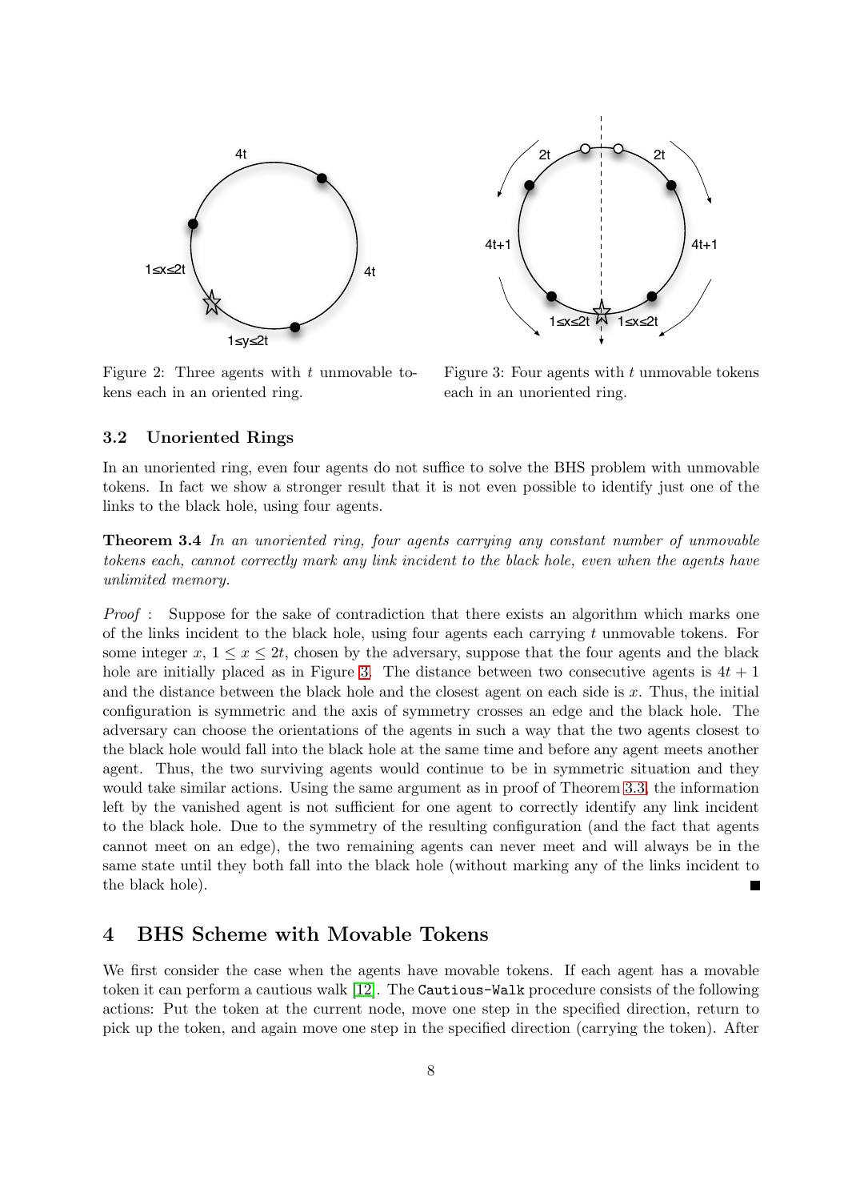Figure 2: Three agents with $t$ unmovable tokens each in an oriented ring.

Figure 3: Four agents with $t$ unmovable tokens each in an unoriented ring.

### 3.2 Unoriented Rings

In an unoriented ring, even four agents do not suffice to solve the BHS problem with unmovable tokens. In fact we show a stronger result that it is not even possible to identify just one of the links to the black hole, using four agents.

**Theorem 3.4** *In an unoriented ring, four agents carrying any constant number of unmovable tokens each, cannot correctly mark any link incident to the black hole, even when the agents have unlimited memory.*

*Proof* : Suppose for the sake of contradiction that there exists an algorithm which marks one of the links incident to the black hole, using four agents each carrying $t$ unmovable tokens. For some integer $x$, $1 \leq x \leq 2t$, chosen by the adversary, suppose that the four agents and the black hole are initially placed as in Figure 3. The distance between two consecutive agents is $4t + 1$ and the distance between the black hole and the closest agent on each side is $x$. Thus, the initial configuration is symmetric and the axis of symmetry crosses an edge and the black hole. The adversary can choose the orientations of the agents in such a way that the two agents closest to the black hole would fall into the black hole at the same time and before any agent meets another agent. Thus, the two surviving agents would continue to be in symmetric situation and they would take similar actions. Using the same argument as in proof of Theorem 3.3, the information left by the vanished agent is not sufficient for one agent to correctly identify any link incident to the black hole. Due to the symmetry of the resulting configuration (and the fact that agents cannot meet on an edge), the two remaining agents can never meet and will always be in the same state until they both fall into the black hole (without marking any of the links incident to the black hole). ■

## 4 BHS Scheme with Movable Tokens

We first consider the case when the agents have movable tokens. If each agent has a movable token it can perform a cautious walk [12]. The `Cautious-Walk` procedure consists of the following actions: Put the token at the current node, move one step in the specified direction, return to pick up the token, and again move one step in the specified direction (carrying the token). After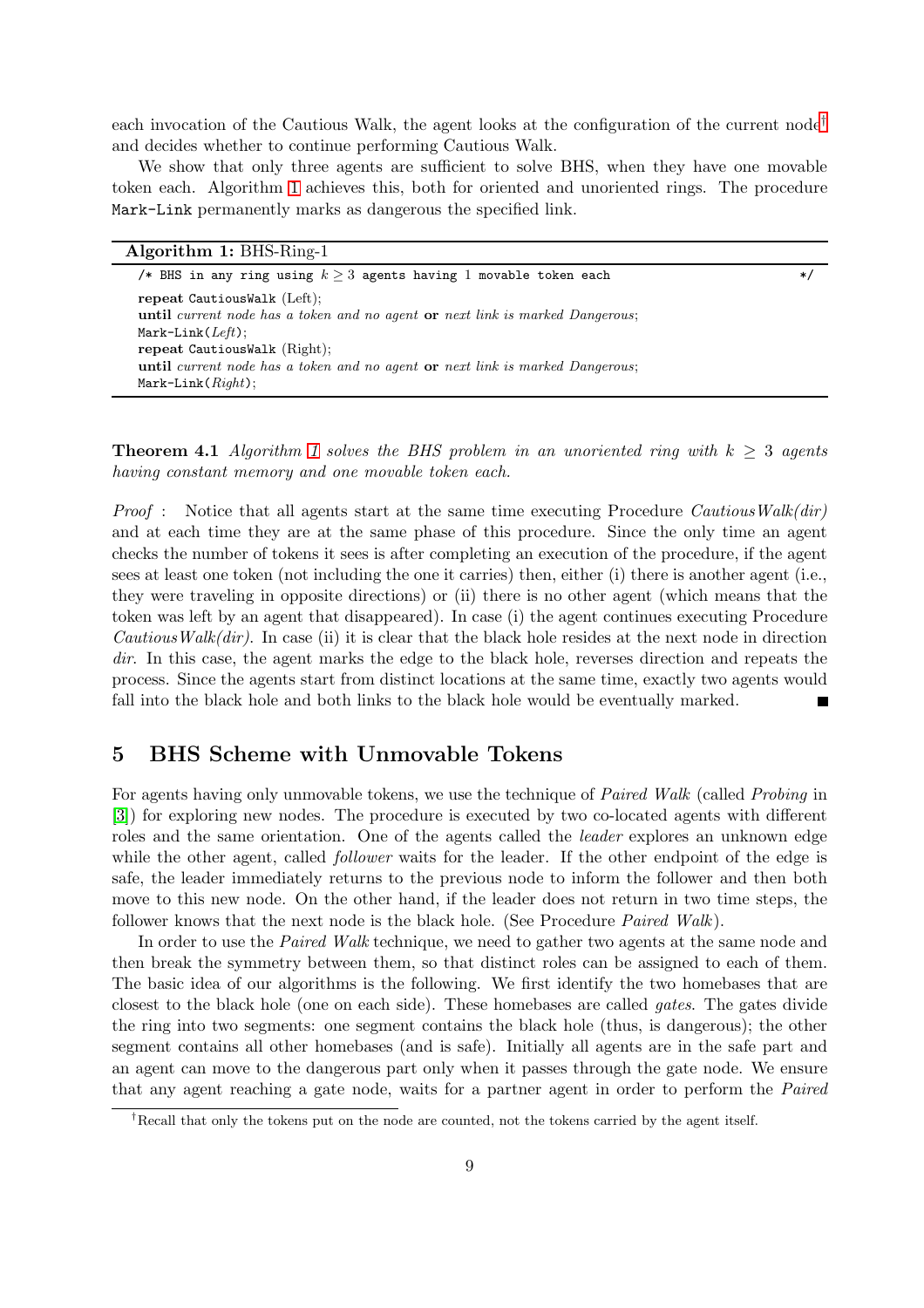each invocation of the Cautious Walk, the agent looks at the configuration of the current node[†] and decides whether to continue performing Cautious Walk.

We show that only three agents are sufficient to solve BHS, when they have one movable token each. Algorithm 1 achieves this, both for oriented and unoriented rings. The procedure `Mark-Link` permanently marks as dangerous the specified link.

**Algorithm 1:** BHS-Ring-1

```
/* BHS in any ring using k ≥ 3 agents having 1 movable token each    */
repeat CautiousWalk (Left);
until current node has a token and no agent or next link is marked Dangerous;
Mark-Link(Left);
repeat CautiousWalk (Right);
until current node has a token and no agent or next link is marked Dangerous;
Mark-Link(Right);
```

**Theorem 4.1** *Algorithm 1 solves the BHS problem in an unoriented ring with $k \geq 3$ agents having constant memory and one movable token each.*

*Proof* : Notice that all agents start at the same time executing Procedure *CautiousWalk(dir)* and at each time they are at the same phase of this procedure. Since the only time an agent checks the number of tokens it sees is after completing an execution of the procedure, if the agent sees at least one token (not including the one it carries) then, either (i) there is another agent (i.e., they were traveling in opposite directions) or (ii) there is no other agent (which means that the token was left by an agent that disappeared). In case (i) the agent continues executing Procedure *CautiousWalk(dir)*. In case (ii) it is clear that the black hole resides at the next node in direction *dir*. In this case, the agent marks the edge to the black hole, reverses direction and repeats the process. Since the agents start from distinct locations at the same time, exactly two agents would fall into the black hole and both links to the black hole would be eventually marked. ∎

## 5 BHS Scheme with Unmovable Tokens

For agents having only unmovable tokens, we use the technique of *Paired Walk* (called *Probing* in [3]) for exploring new nodes. The procedure is executed by two co-located agents with different roles and the same orientation. One of the agents called the *leader* explores an unknown edge while the other agent, called *follower* waits for the leader. If the other endpoint of the edge is safe, the leader immediately returns to the previous node to inform the follower and then both move to this new node. On the other hand, if the leader does not return in two time steps, the follower knows that the next node is the black hole. (See Procedure *Paired Walk*).

In order to use the *Paired Walk* technique, we need to gather two agents at the same node and then break the symmetry between them, so that distinct roles can be assigned to each of them. The basic idea of our algorithms is the following. We first identify the two homebases that are closest to the black hole (one on each side). These homebases are called *gates*. The gates divide the ring into two segments: one segment contains the black hole (thus, is dangerous); the other segment contains all other homebases (and is safe). Initially all agents are in the safe part and an agent can move to the dangerous part only when it passes through the gate node. We ensure that any agent reaching a gate node, waits for a partner agent in order to perform the *Paired*

[†]Recall that only the tokens put on the node are counted, not the tokens carried by the agent itself.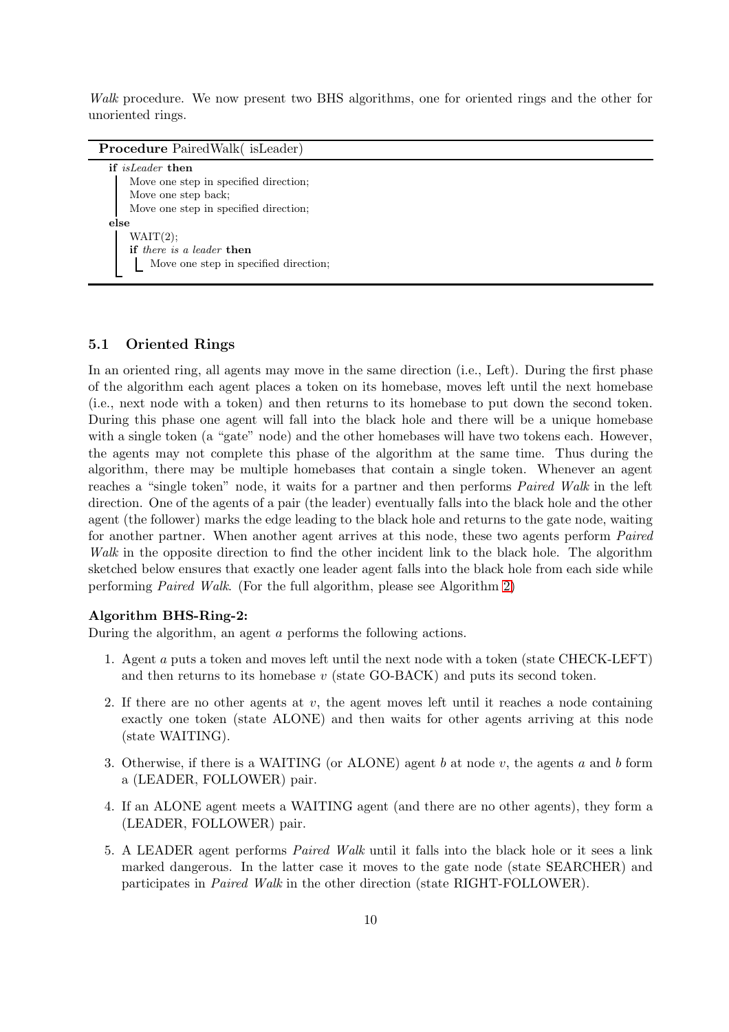*Walk* procedure. We now present two BHS algorithms, one for oriented rings and the other for unoriented rings.

**Procedure** PairedWalk( isLeader)

```
if isLeader then
    Move one step in specified direction;
    Move one step back;
    Move one step in specified direction;
else
    WAIT(2);
    if there is a leader then
        Move one step in specified direction;
```

### 5.1 Oriented Rings

In an oriented ring, all agents may move in the same direction (i.e., Left). During the first phase of the algorithm each agent places a token on its homebase, moves left until the next homebase (i.e., next node with a token) and then returns to its homebase to put down the second token. During this phase one agent will fall into the black hole and there will be a unique homebase with a single token (a "gate" node) and the other homebases will have two tokens each. However, the agents may not complete this phase of the algorithm at the same time. Thus during the algorithm, there may be multiple homebases that contain a single token. Whenever an agent reaches a "single token" node, it waits for a partner and then performs *Paired Walk* in the left direction. One of the agents of a pair (the leader) eventually falls into the black hole and the other agent (the follower) marks the edge leading to the black hole and returns to the gate node, waiting for another partner. When another agent arrives at this node, these two agents perform *Paired Walk* in the opposite direction to find the other incident link to the black hole. The algorithm sketched below ensures that exactly one leader agent falls into the black hole from each side while performing *Paired Walk*. (For the full algorithm, please see Algorithm 2)

**Algorithm BHS-Ring-2:**
During the algorithm, an agent $a$ performs the following actions.

1. Agent $a$ puts a token and moves left until the next node with a token (state CHECK-LEFT) and then returns to its homebase $v$ (state GO-BACK) and puts its second token.
2. If there are no other agents at $v$, the agent moves left until it reaches a node containing exactly one token (state ALONE) and then waits for other agents arriving at this node (state WAITING).
3. Otherwise, if there is a WAITING (or ALONE) agent $b$ at node $v$, the agents $a$ and $b$ form a (LEADER, FOLLOWER) pair.
4. If an ALONE agent meets a WAITING agent (and there are no other agents), they form a (LEADER, FOLLOWER) pair.
5. A LEADER agent performs *Paired Walk* until it falls into the black hole or it sees a link marked dangerous. In the latter case it moves to the gate node (state SEARCHER) and participates in *Paired Walk* in the other direction (state RIGHT-FOLLOWER).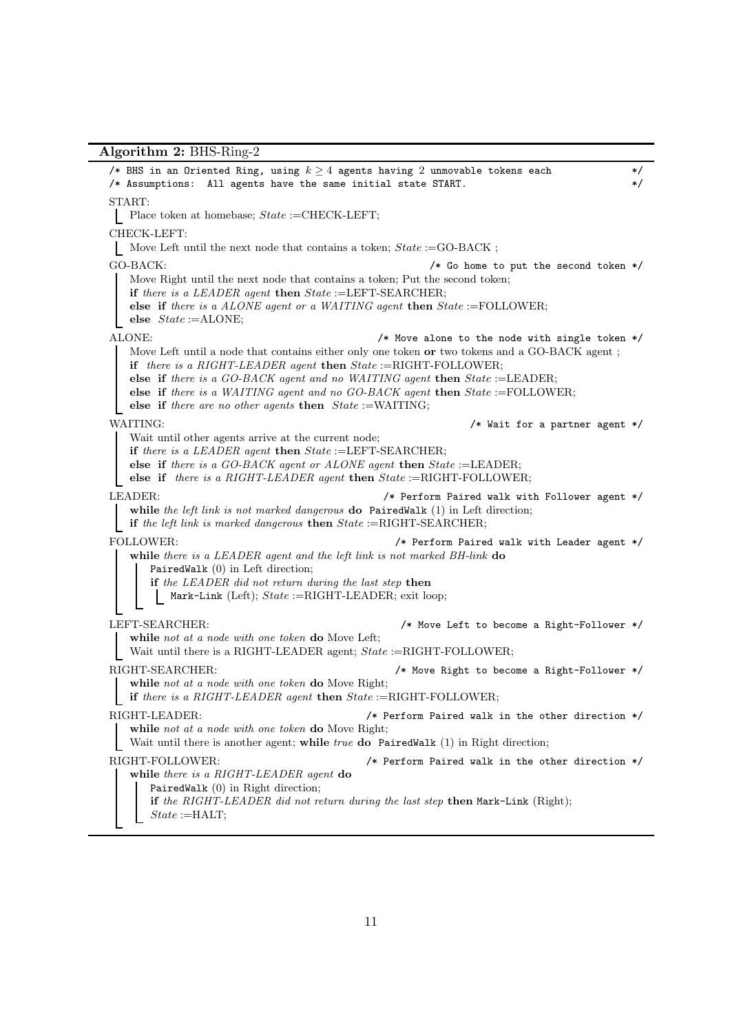**Algorithm 2:** BHS-Ring-2

```
/* BHS in an Oriented Ring, using k ≥ 4 agents having 2 unmovable tokens each          */
/* Assumptions: All agents have the same initial state START.                            */

START:
    Place token at homebase; State :=CHECK-LEFT;

CHECK-LEFT:
    Move Left until the next node that contains a token; State :=GO-BACK ;

GO-BACK:                                                  /* Go home to put the second token */
    Move Right until the next node that contains a token; Put the second token;
    if there is a LEADER agent then State :=LEFT-SEARCHER;
    else if there is a ALONE agent or a WAITING agent then State :=FOLLOWER;
    else State :=ALONE;

ALONE:                                      /* Move alone to the node with single token */
    Move Left until a node that contains either only one token or two tokens and a GO-BACK agent ;
    if there is a RIGHT-LEADER agent then State :=RIGHT-FOLLOWER;
    else if there is a GO-BACK agent and no WAITING agent then State :=LEADER;
    else if there is a WAITING agent and no GO-BACK agent then State :=FOLLOWER;
    else if there are no other agents then State :=WAITING;

WAITING:                                                      /* Wait for a partner agent */
    Wait until other agents arrive at the current node;
    if there is a LEADER agent then State :=LEFT-SEARCHER;
    else if there is a GO-BACK agent or ALONE agent then State :=LEADER;
    else if there is a RIGHT-LEADER agent then State :=RIGHT-FOLLOWER;

LEADER:                                      /* Perform Paired walk with Follower agent */
    while the left link is not marked dangerous do PairedWalk (1) in Left direction;
    if the left link is marked dangerous then State :=RIGHT-SEARCHER;

FOLLOWER:                                      /* Perform Paired walk with Leader agent */
    while there is a LEADER agent and the left link is not marked BH-link do
        PairedWalk (0) in Left direction;
        if the LEADER did not return during the last step then
            Mark-Link (Left); State :=RIGHT-LEADER; exit loop;

LEFT-SEARCHER:                                 /* Move Left to become a Right-Follower */
    while not at a node with one token do Move Left;
    Wait until there is a RIGHT-LEADER agent; State :=RIGHT-FOLLOWER;

RIGHT-SEARCHER:                               /* Move Right to become a Right-Follower */
    while not at a node with one token do Move Right;
    if there is a RIGHT-LEADER agent then State :=RIGHT-FOLLOWER;

RIGHT-LEADER:                            /* Perform Paired walk in the other direction */
    while not at a node with one token do Move Right;
    Wait until there is another agent; while true do PairedWalk (1) in Right direction;

RIGHT-FOLLOWER:                          /* Perform Paired walk in the other direction */
    while there is a RIGHT-LEADER agent do
        PairedWalk (0) in Right direction;
        if the RIGHT-LEADER did not return during the last step then Mark-Link (Right);
        State :=HALT;
```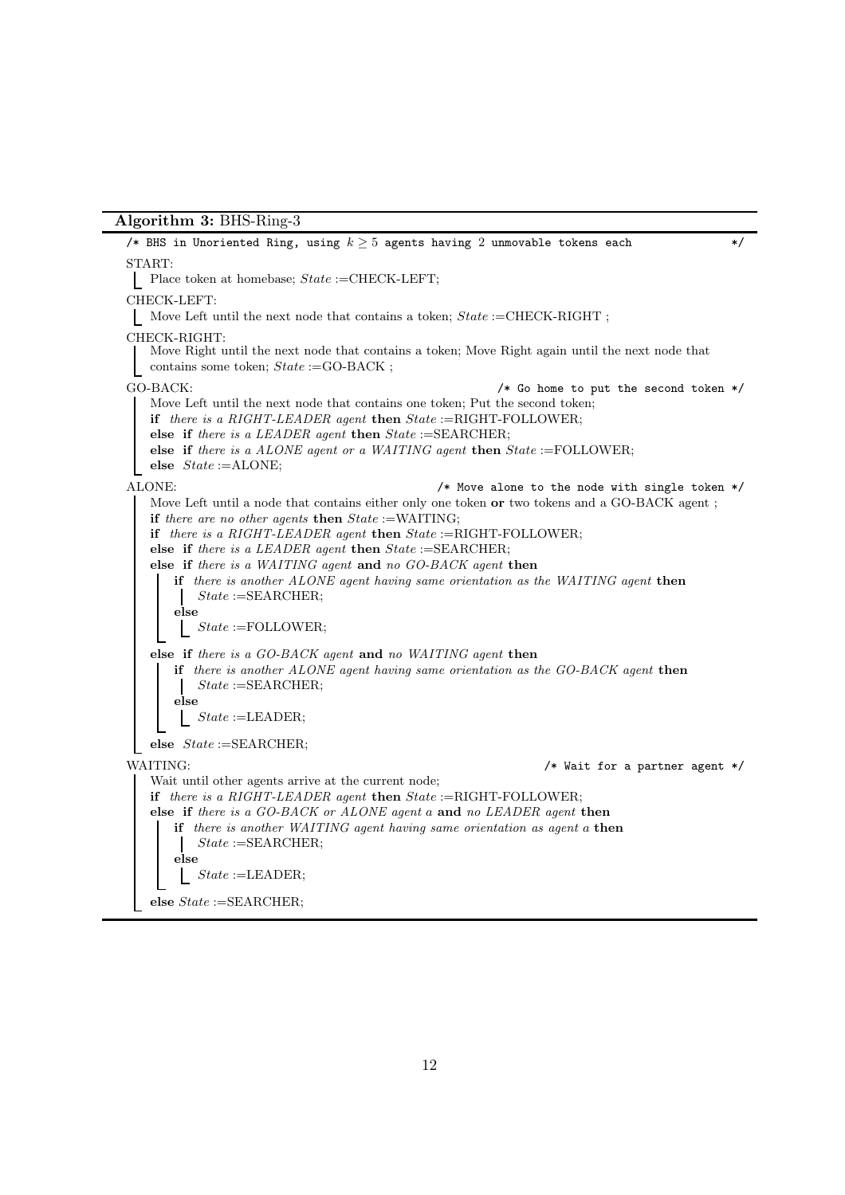**Algorithm 3:** BHS-Ring-3

```
/* BHS in Unoriented Ring, using k ≥ 5 agents having 2 unmovable tokens each */
START:
    Place token at homebase; State := CHECK-LEFT;
CHECK-LEFT:
    Move Left until the next node that contains a token; State := CHECK-RIGHT ;
CHECK-RIGHT:
    Move Right until the next node that contains a token; Move Right again until the next node that
    contains some token; State := GO-BACK ;
GO-BACK:                                              /* Go home to put the second token */
    Move Left until the next node that contains one token; Put the second token;
    if there is a RIGHT-LEADER agent then State := RIGHT-FOLLOWER;
    else if there is a LEADER agent then State := SEARCHER;
    else if there is a ALONE agent or a WAITING agent then State := FOLLOWER;
    else State := ALONE;
ALONE:                                     /* Move alone to the node with single token */
    Move Left until a node that contains either only one token or two tokens and a GO-BACK agent ;
    if there are no other agents then State := WAITING;
    if there is a RIGHT-LEADER agent then State := RIGHT-FOLLOWER;
    else if there is a LEADER agent then State := SEARCHER;
    else if there is a WAITING agent and no GO-BACK agent then
        if there is another ALONE agent having same orientation as the WAITING agent then
            State := SEARCHER;
        else
            State := FOLLOWER;
    else if there is a GO-BACK agent and no WAITING agent then
        if there is another ALONE agent having same orientation as the GO-BACK agent then
            State := SEARCHER;
        else
            State := LEADER;
    else State := SEARCHER;
WAITING:                                                    /* Wait for a partner agent */
    Wait until other agents arrive at the current node;
    if there is a RIGHT-LEADER agent then State := RIGHT-FOLLOWER;
    else if there is a GO-BACK or ALONE agent a and no LEADER agent then
        if there is another WAITING agent having same orientation as agent a then
            State := SEARCHER;
        else
            State := LEADER;
    else State := SEARCHER;
```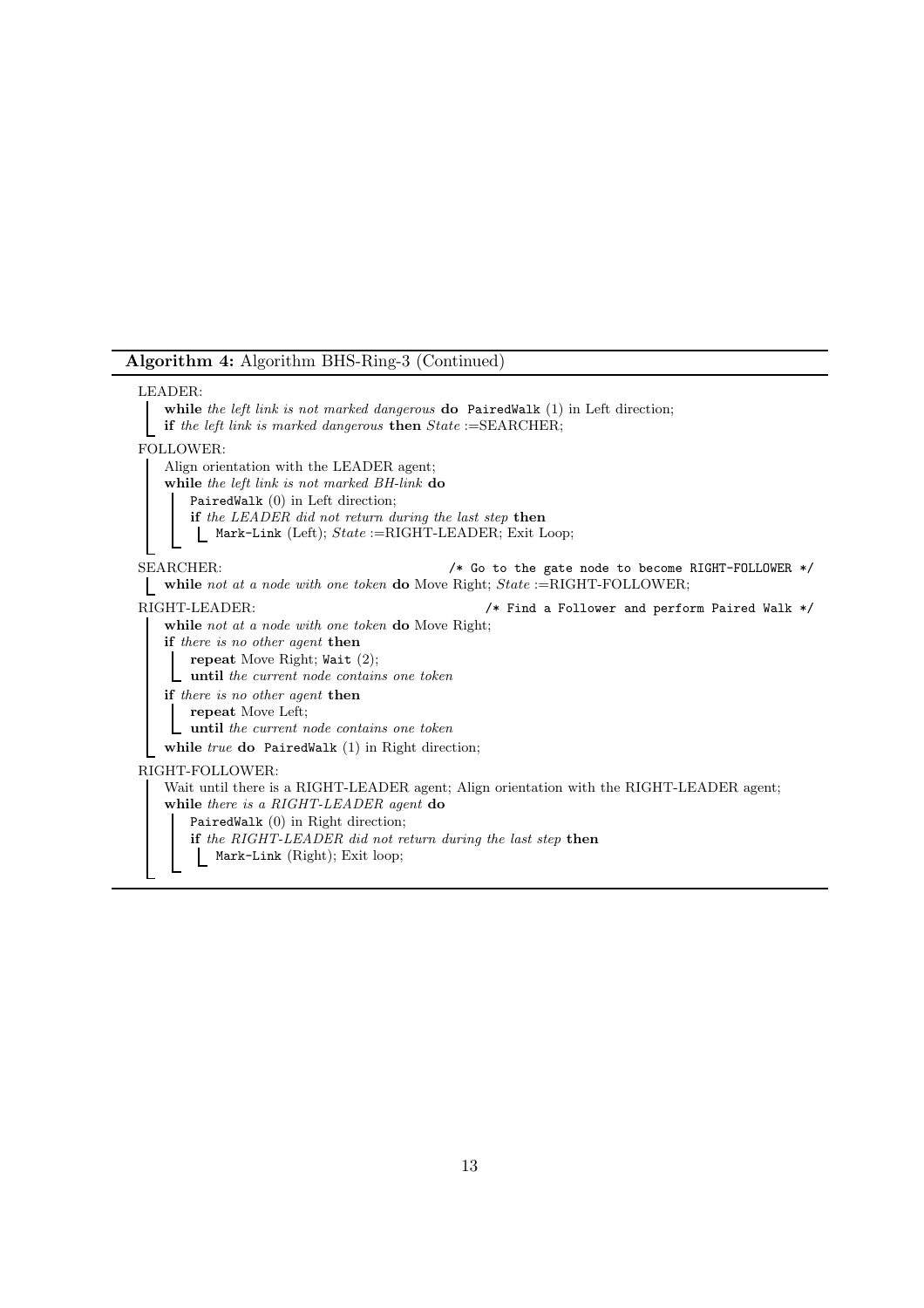**Algorithm 4:** Algorithm BHS-Ring-3 (Continued)

```
LEADER:
    while the left link is not marked dangerous do PairedWalk (1) in Left direction;
    if the left link is marked dangerous then State :=SEARCHER;
FOLLOWER:
    Align orientation with the LEADER agent;
    while the left link is not marked BH-link do
        PairedWalk (0) in Left direction;
        if the LEADER did not return during the last step then
            Mark-Link (Left); State :=RIGHT-LEADER; Exit Loop;
SEARCHER:                              /* Go to the gate node to become RIGHT-FOLLOWER */
    while not at a node with one token do Move Right; State :=RIGHT-FOLLOWER;
RIGHT-LEADER:                          /* Find a Follower and perform Paired Walk */
    while not at a node with one token do Move Right;
    if there is no other agent then
        repeat Move Right; Wait (2);
        until the current node contains one token
    if there is no other agent then
        repeat Move Left;
        until the current node contains one token
    while true do PairedWalk (1) in Right direction;
RIGHT-FOLLOWER:
    Wait until there is a RIGHT-LEADER agent; Align orientation with the RIGHT-LEADER agent;
    while there is a RIGHT-LEADER agent do
        PairedWalk (0) in Right direction;
        if the RIGHT-LEADER did not return during the last step then
            Mark-Link (Right); Exit loop;
```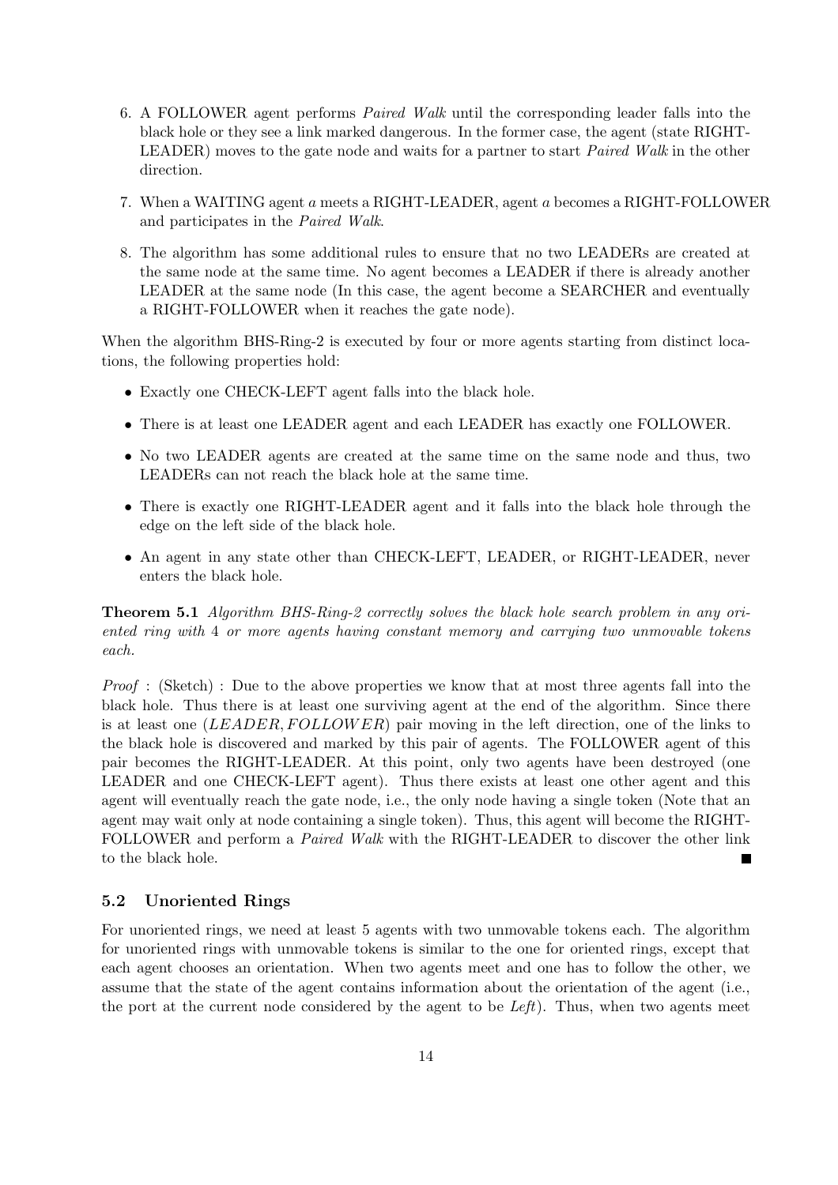6. A FOLLOWER agent performs *Paired Walk* until the corresponding leader falls into the black hole or they see a link marked dangerous. In the former case, the agent (state RIGHT-LEADER) moves to the gate node and waits for a partner to start *Paired Walk* in the other direction.

7. When a WAITING agent $a$ meets a RIGHT-LEADER, agent $a$ becomes a RIGHT-FOLLOWER and participates in the *Paired Walk*.

8. The algorithm has some additional rules to ensure that no two LEADERs are created at the same node at the same time. No agent becomes a LEADER if there is already another LEADER at the same node (In this case, the agent become a SEARCHER and eventually a RIGHT-FOLLOWER when it reaches the gate node).

When the algorithm BHS-Ring-2 is executed by four or more agents starting from distinct locations, the following properties hold:

- Exactly one CHECK-LEFT agent falls into the black hole.
- There is at least one LEADER agent and each LEADER has exactly one FOLLOWER.
- No two LEADER agents are created at the same time on the same node and thus, two LEADERs can not reach the black hole at the same time.
- There is exactly one RIGHT-LEADER agent and it falls into the black hole through the edge on the left side of the black hole.
- An agent in any state other than CHECK-LEFT, LEADER, or RIGHT-LEADER, never enters the black hole.

**Theorem 5.1** *Algorithm BHS-Ring-2 correctly solves the black hole search problem in any oriented ring with 4 or more agents having constant memory and carrying two unmovable tokens each.*

*Proof* : (Sketch) : Due to the above properties we know that at most three agents fall into the black hole. Thus there is at least one surviving agent at the end of the algorithm. Since there is at least one $(LEADER, FOLLOWER)$ pair moving in the left direction, one of the links to the black hole is discovered and marked by this pair of agents. The FOLLOWER agent of this pair becomes the RIGHT-LEADER. At this point, only two agents have been destroyed (one LEADER and one CHECK-LEFT agent). Thus there exists at least one other agent and this agent will eventually reach the gate node, i.e., the only node having a single token (Note that an agent may wait only at node containing a single token). Thus, this agent will become the RIGHT-FOLLOWER and perform a *Paired Walk* with the RIGHT-LEADER to discover the other link to the black hole. ∎

### 5.2 Unoriented Rings

For unoriented rings, we need at least 5 agents with two unmovable tokens each. The algorithm for unoriented rings with unmovable tokens is similar to the one for oriented rings, except that each agent chooses an orientation. When two agents meet and one has to follow the other, we assume that the state of the agent contains information about the orientation of the agent (i.e., the port at the current node considered by the agent to be *Left*). Thus, when two agents meet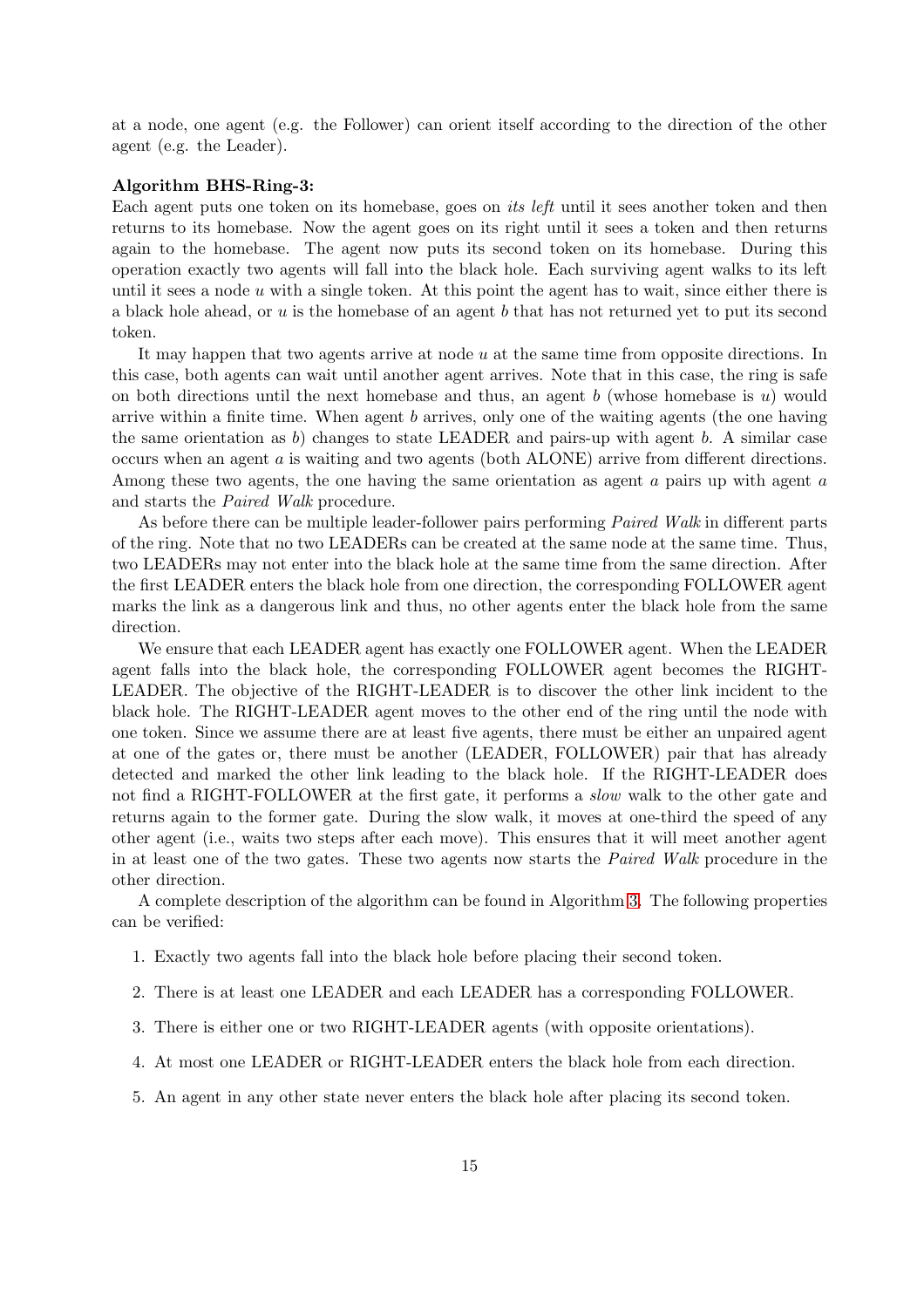at a node, one agent (e.g. the Follower) can orient itself according to the direction of the other agent (e.g. the Leader).

**Algorithm BHS-Ring-3:**
Each agent puts one token on its homebase, goes on *its left* until it sees another token and then returns to its homebase. Now the agent goes on its right until it sees a token and then returns again to the homebase. The agent now puts its second token on its homebase. During this operation exactly two agents will fall into the black hole. Each surviving agent walks to its left until it sees a node $u$ with a single token. At this point the agent has to wait, since either there is a black hole ahead, or $u$ is the homebase of an agent $b$ that has not returned yet to put its second token.

It may happen that two agents arrive at node $u$ at the same time from opposite directions. In this case, both agents can wait until another agent arrives. Note that in this case, the ring is safe on both directions until the next homebase and thus, an agent $b$ (whose homebase is $u$) would arrive within a finite time. When agent $b$ arrives, only one of the waiting agents (the one having the same orientation as $b$) changes to state LEADER and pairs-up with agent $b$. A similar case occurs when an agent $a$ is waiting and two agents (both ALONE) arrive from different directions. Among these two agents, the one having the same orientation as agent $a$ pairs up with agent $a$ and starts the *Paired Walk* procedure.

As before there can be multiple leader-follower pairs performing *Paired Walk* in different parts of the ring. Note that no two LEADERs can be created at the same node at the same time. Thus, two LEADERs may not enter into the black hole at the same time from the same direction. After the first LEADER enters the black hole from one direction, the corresponding FOLLOWER agent marks the link as a dangerous link and thus, no other agents enter the black hole from the same direction.

We ensure that each LEADER agent has exactly one FOLLOWER agent. When the LEADER agent falls into the black hole, the corresponding FOLLOWER agent becomes the RIGHT-LEADER. The objective of the RIGHT-LEADER is to discover the other link incident to the black hole. The RIGHT-LEADER agent moves to the other end of the ring until the node with one token. Since we assume there are at least five agents, there must be either an unpaired agent at one of the gates or, there must be another (LEADER, FOLLOWER) pair that has already detected and marked the other link leading to the black hole. If the RIGHT-LEADER does not find a RIGHT-FOLLOWER at the first gate, it performs a *slow* walk to the other gate and returns again to the former gate. During the slow walk, it moves at one-third the speed of any other agent (i.e., waits two steps after each move). This ensures that it will meet another agent in at least one of the two gates. These two agents now starts the *Paired Walk* procedure in the other direction.

A complete description of the algorithm can be found in Algorithm 3. The following properties can be verified:

1. Exactly two agents fall into the black hole before placing their second token.
2. There is at least one LEADER and each LEADER has a corresponding FOLLOWER.
3. There is either one or two RIGHT-LEADER agents (with opposite orientations).
4. At most one LEADER or RIGHT-LEADER enters the black hole from each direction.
5. An agent in any other state never enters the black hole after placing its second token.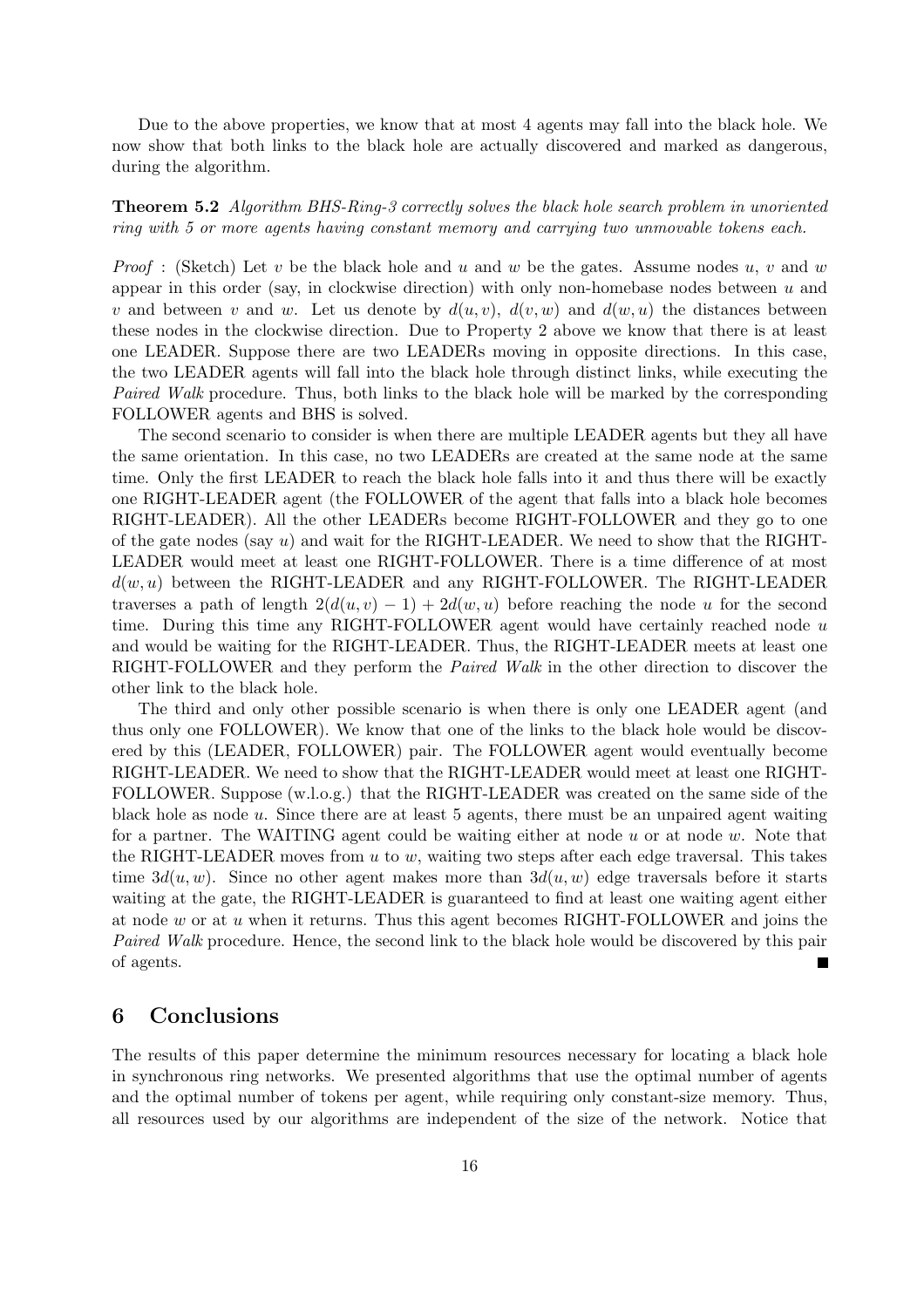Due to the above properties, we know that at most 4 agents may fall into the black hole. We now show that both links to the black hole are actually discovered and marked as dangerous, during the algorithm.

**Theorem 5.2** *Algorithm BHS-Ring-3 correctly solves the black hole search problem in unoriented ring with 5 or more agents having constant memory and carrying two unmovable tokens each.*

*Proof* : (Sketch) Let $v$ be the black hole and $u$ and $w$ be the gates. Assume nodes $u$, $v$ and $w$ appear in this order (say, in clockwise direction) with only non-homebase nodes between $u$ and $v$ and between $v$ and $w$. Let us denote by $d(u,v)$, $d(v,w)$ and $d(w,u)$ the distances between these nodes in the clockwise direction. Due to Property 2 above we know that there is at least one LEADER. Suppose there are two LEADERs moving in opposite directions. In this case, the two LEADER agents will fall into the black hole through distinct links, while executing the *Paired Walk* procedure. Thus, both links to the black hole will be marked by the corresponding FOLLOWER agents and BHS is solved.

The second scenario to consider is when there are multiple LEADER agents but they all have the same orientation. In this case, no two LEADERs are created at the same node at the same time. Only the first LEADER to reach the black hole falls into it and thus there will be exactly one RIGHT-LEADER agent (the FOLLOWER of the agent that falls into a black hole becomes RIGHT-LEADER). All the other LEADERs become RIGHT-FOLLOWER and they go to one of the gate nodes (say $u$) and wait for the RIGHT-LEADER. We need to show that the RIGHT-LEADER would meet at least one RIGHT-FOLLOWER. There is a time difference of at most $d(w,u)$ between the RIGHT-LEADER and any RIGHT-FOLLOWER. The RIGHT-LEADER traverses a path of length $2(d(u,v)-1)+2d(w,u)$ before reaching the node $u$ for the second time. During this time any RIGHT-FOLLOWER agent would have certainly reached node $u$ and would be waiting for the RIGHT-LEADER. Thus, the RIGHT-LEADER meets at least one RIGHT-FOLLOWER and they perform the *Paired Walk* in the other direction to discover the other link to the black hole.

The third and only other possible scenario is when there is only one LEADER agent (and thus only one FOLLOWER). We know that one of the links to the black hole would be discovered by this (LEADER, FOLLOWER) pair. The FOLLOWER agent would eventually become RIGHT-LEADER. We need to show that the RIGHT-LEADER would meet at least one RIGHT-FOLLOWER. Suppose (w.l.o.g.) that the RIGHT-LEADER was created on the same side of the black hole as node $u$. Since there are at least 5 agents, there must be an unpaired agent waiting for a partner. The WAITING agent could be waiting either at node $u$ or at node $w$. Note that the RIGHT-LEADER moves from $u$ to $w$, waiting two steps after each edge traversal. This takes time $3d(u,w)$. Since no other agent makes more than $3d(u,w)$ edge traversals before it starts waiting at the gate, the RIGHT-LEADER is guaranteed to find at least one waiting agent either at node $w$ or at $u$ when it returns. Thus this agent becomes RIGHT-FOLLOWER and joins the *Paired Walk* procedure. Hence, the second link to the black hole would be discovered by this pair of agents. ∎

## 6 Conclusions

The results of this paper determine the minimum resources necessary for locating a black hole in synchronous ring networks. We presented algorithms that use the optimal number of agents and the optimal number of tokens per agent, while requiring only constant-size memory. Thus, all resources used by our algorithms are independent of the size of the network. Notice that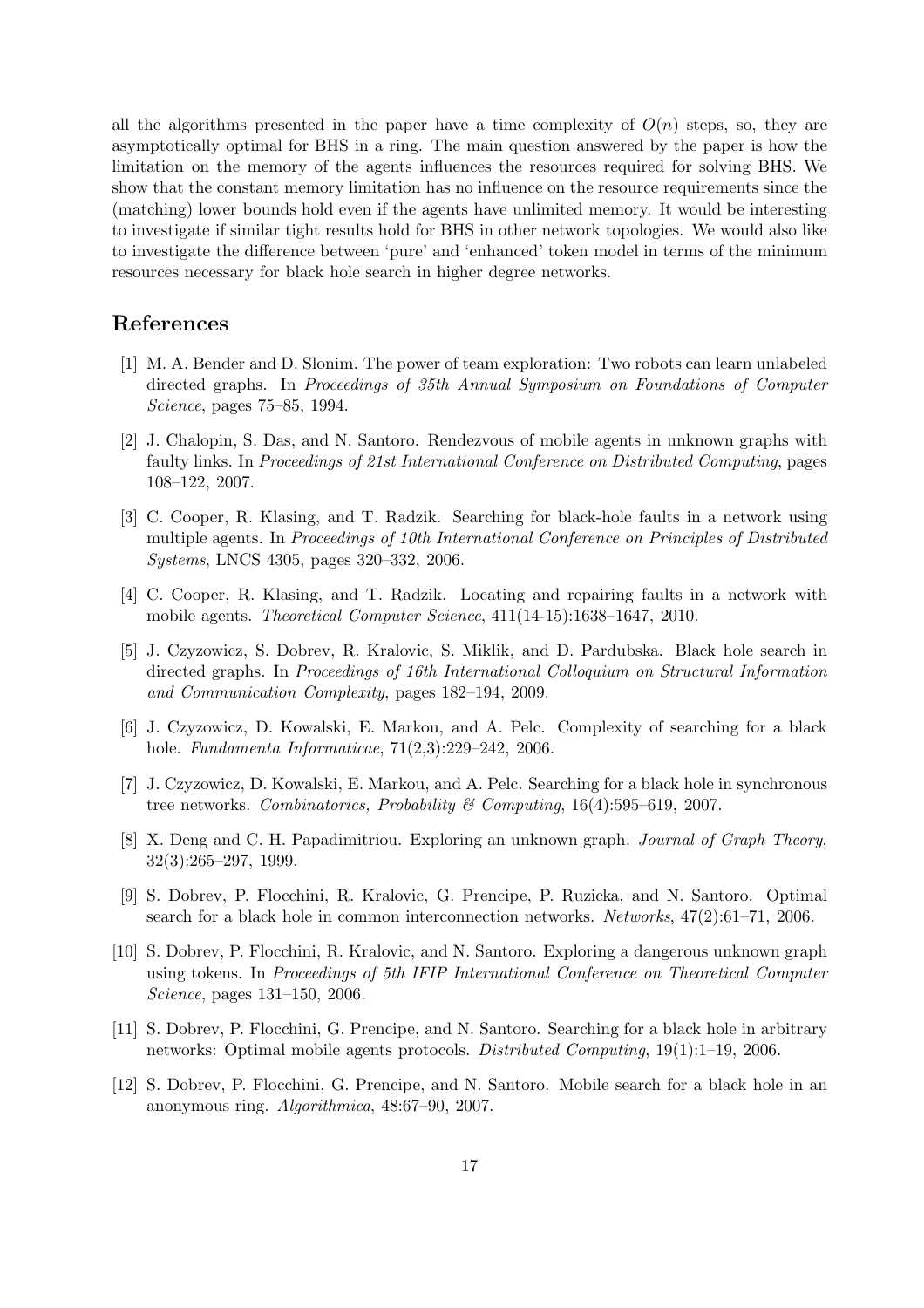all the algorithms presented in the paper have a time complexity of $O(n)$ steps, so, they are asymptotically optimal for BHS in a ring. The main question answered by the paper is how the limitation on the memory of the agents influences the resources required for solving BHS. We show that the constant memory limitation has no influence on the resource requirements since the (matching) lower bounds hold even if the agents have unlimited memory. It would be interesting to investigate if similar tight results hold for BHS in other network topologies. We would also like to investigate the difference between 'pure' and 'enhanced' token model in terms of the minimum resources necessary for black hole search in higher degree networks.

## References

[1] M. A. Bender and D. Slonim. The power of team exploration: Two robots can learn unlabeled directed graphs. In *Proceedings of 35th Annual Symposium on Foundations of Computer Science*, pages 75–85, 1994.

[2] J. Chalopin, S. Das, and N. Santoro. Rendezvous of mobile agents in unknown graphs with faulty links. In *Proceedings of 21st International Conference on Distributed Computing*, pages 108–122, 2007.

[3] C. Cooper, R. Klasing, and T. Radzik. Searching for black-hole faults in a network using multiple agents. In *Proceedings of 10th International Conference on Principles of Distributed Systems*, LNCS 4305, pages 320–332, 2006.

[4] C. Cooper, R. Klasing, and T. Radzik. Locating and repairing faults in a network with mobile agents. *Theoretical Computer Science*, 411(14-15):1638–1647, 2010.

[5] J. Czyzowicz, S. Dobrev, R. Kralovic, S. Miklik, and D. Pardubska. Black hole search in directed graphs. In *Proceedings of 16th International Colloquium on Structural Information and Communication Complexity*, pages 182–194, 2009.

[6] J. Czyzowicz, D. Kowalski, E. Markou, and A. Pelc. Complexity of searching for a black hole. *Fundamenta Informaticae*, 71(2,3):229–242, 2006.

[7] J. Czyzowicz, D. Kowalski, E. Markou, and A. Pelc. Searching for a black hole in synchronous tree networks. *Combinatorics, Probability & Computing*, 16(4):595–619, 2007.

[8] X. Deng and C. H. Papadimitriou. Exploring an unknown graph. *Journal of Graph Theory*, 32(3):265–297, 1999.

[9] S. Dobrev, P. Flocchini, R. Kralovic, G. Prencipe, P. Ruzicka, and N. Santoro. Optimal search for a black hole in common interconnection networks. *Networks*, 47(2):61–71, 2006.

[10] S. Dobrev, P. Flocchini, R. Kralovic, and N. Santoro. Exploring a dangerous unknown graph using tokens. In *Proceedings of 5th IFIP International Conference on Theoretical Computer Science*, pages 131–150, 2006.

[11] S. Dobrev, P. Flocchini, G. Prencipe, and N. Santoro. Searching for a black hole in arbitrary networks: Optimal mobile agents protocols. *Distributed Computing*, 19(1):1–19, 2006.

[12] S. Dobrev, P. Flocchini, G. Prencipe, and N. Santoro. Mobile search for a black hole in an anonymous ring. *Algorithmica*, 48:67–90, 2007.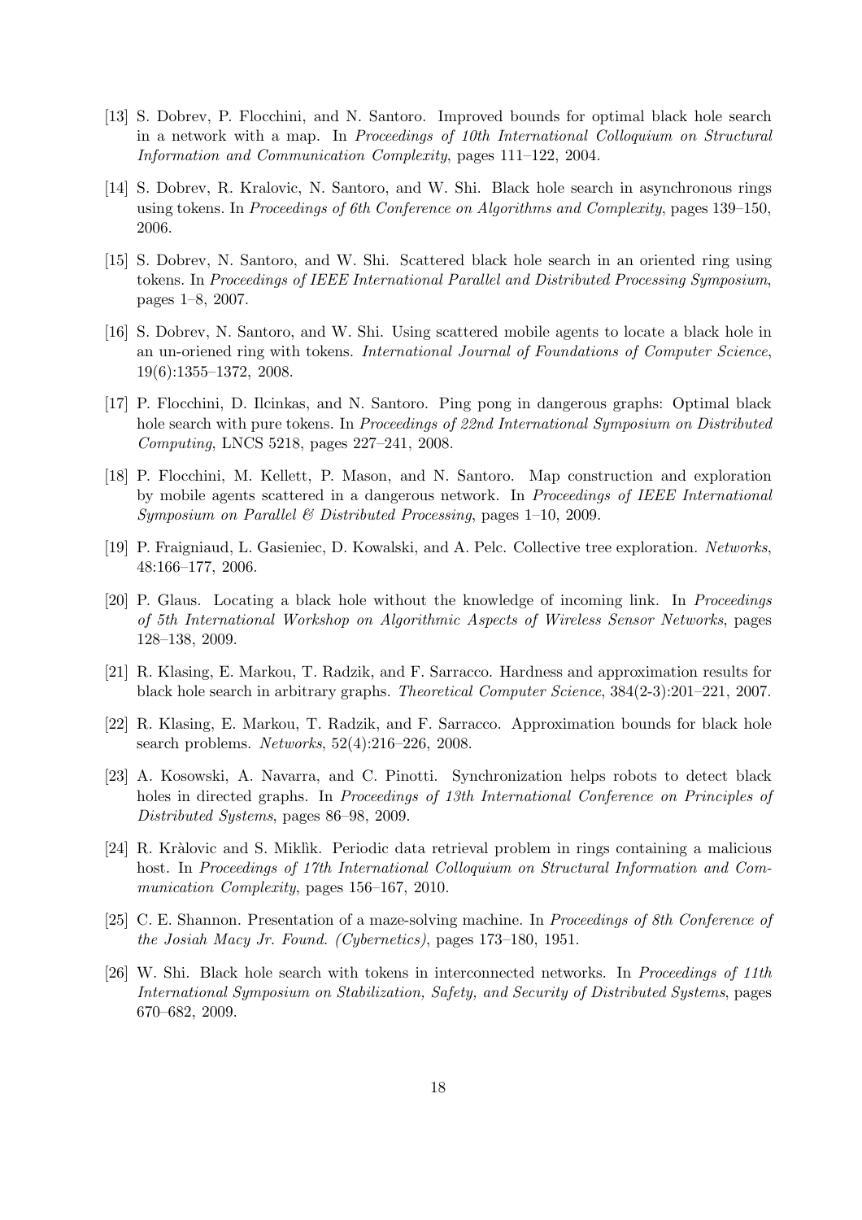[13] S. Dobrev, P. Flocchini, and N. Santoro. Improved bounds for optimal black hole search in a network with a map. In *Proceedings of 10th International Colloquium on Structural Information and Communication Complexity*, pages 111–122, 2004.

[14] S. Dobrev, R. Kralovic, N. Santoro, and W. Shi. Black hole search in asynchronous rings using tokens. In *Proceedings of 6th Conference on Algorithms and Complexity*, pages 139–150, 2006.

[15] S. Dobrev, N. Santoro, and W. Shi. Scattered black hole search in an oriented ring using tokens. In *Proceedings of IEEE International Parallel and Distributed Processing Symposium*, pages 1–8, 2007.

[16] S. Dobrev, N. Santoro, and W. Shi. Using scattered mobile agents to locate a black hole in an un-oriened ring with tokens. *International Journal of Foundations of Computer Science*, 19(6):1355–1372, 2008.

[17] P. Flocchini, D. Ilcinkas, and N. Santoro. Ping pong in dangerous graphs: Optimal black hole search with pure tokens. In *Proceedings of 22nd International Symposium on Distributed Computing*, LNCS 5218, pages 227–241, 2008.

[18] P. Flocchini, M. Kellett, P. Mason, and N. Santoro. Map construction and exploration by mobile agents scattered in a dangerous network. In *Proceedings of IEEE International Symposium on Parallel & Distributed Processing*, pages 1–10, 2009.

[19] P. Fraigniaud, L. Gasieniec, D. Kowalski, and A. Pelc. Collective tree exploration. *Networks*, 48:166–177, 2006.

[20] P. Glaus. Locating a black hole without the knowledge of incoming link. In *Proceedings of 5th International Workshop on Algorithmic Aspects of Wireless Sensor Networks*, pages 128–138, 2009.

[21] R. Klasing, E. Markou, T. Radzik, and F. Sarracco. Hardness and approximation results for black hole search in arbitrary graphs. *Theoretical Computer Science*, 384(2-3):201–221, 2007.

[22] R. Klasing, E. Markou, T. Radzik, and F. Sarracco. Approximation bounds for black hole search problems. *Networks*, 52(4):216–226, 2008.

[23] A. Kosowski, A. Navarra, and C. Pinotti. Synchronization helps robots to detect black holes in directed graphs. In *Proceedings of 13th International Conference on Principles of Distributed Systems*, pages 86–98, 2009.

[24] R. Kràlovic and S. Miklìk. Periodic data retrieval problem in rings containing a malicious host. In *Proceedings of 17th International Colloquium on Structural Information and Communication Complexity*, pages 156–167, 2010.

[25] C. E. Shannon. Presentation of a maze-solving machine. In *Proceedings of 8th Conference of the Josiah Macy Jr. Found. (Cybernetics)*, pages 173–180, 1951.

[26] W. Shi. Black hole search with tokens in interconnected networks. In *Proceedings of 11th International Symposium on Stabilization, Safety, and Security of Distributed Systems*, pages 670–682, 2009.